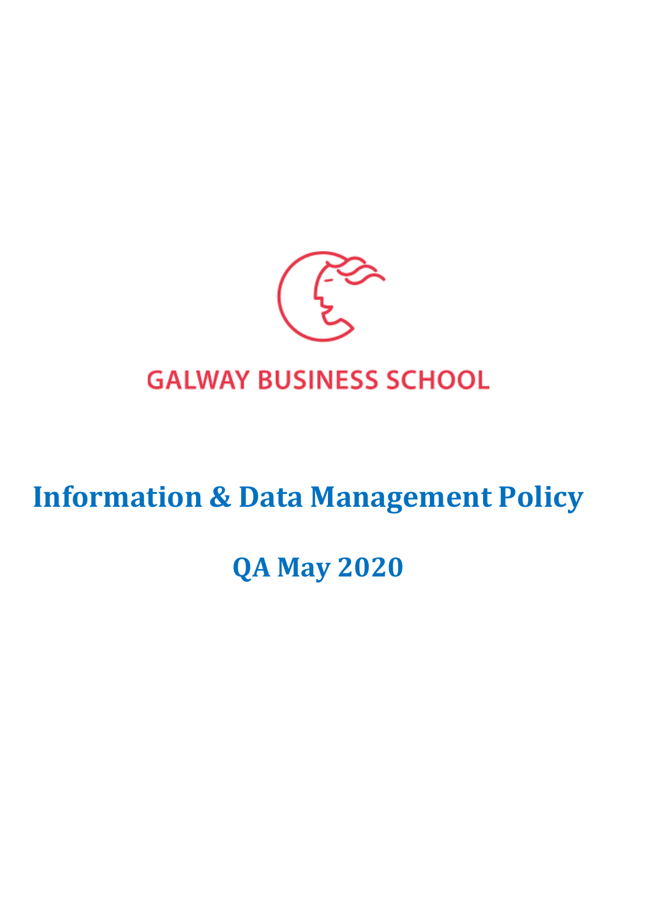GALWAY BUSINESS SCHOOL

# Information & Data Management Policy

## QA May 2020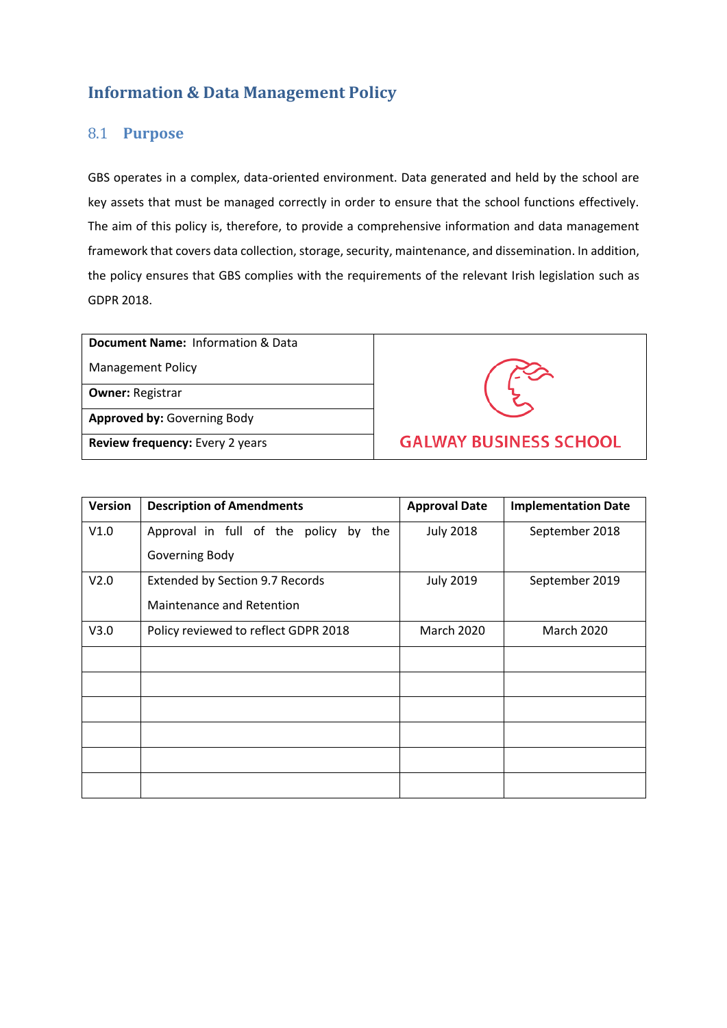# Information & Data Management Policy

## 8.1 Purpose

GBS operates in a complex, data-oriented environment. Data generated and held by the school are key assets that must be managed correctly in order to ensure that the school functions effectively. The aim of this policy is, therefore, to provide a comprehensive information and data management framework that covers data collection, storage, security, maintenance, and dissemination. In addition, the policy ensures that GBS complies with the requirements of the relevant Irish legislation such as GDPR 2018.

| | |
|---|---|
| **Document Name:** Information & Data Management Policy | GALWAY BUSINESS SCHOOL |
| **Owner:** Registrar | |
| **Approved by:** Governing Body | |
| **Review frequency:** Every 2 years | |

| Version | Description of Amendments | Approval Date | Implementation Date |
|---|---|---|---|
| V1.0 | Approval in full of the policy by the Governing Body | July 2018 | September 2018 |
| V2.0 | Extended by Section 9.7 Records Maintenance and Retention | July 2019 | September 2019 |
| V3.0 | Policy reviewed to reflect GDPR 2018 | March 2020 | March 2020 |
| | | | |
| | | | |
| | | | |
| | | | |
| | | | |
| | | | |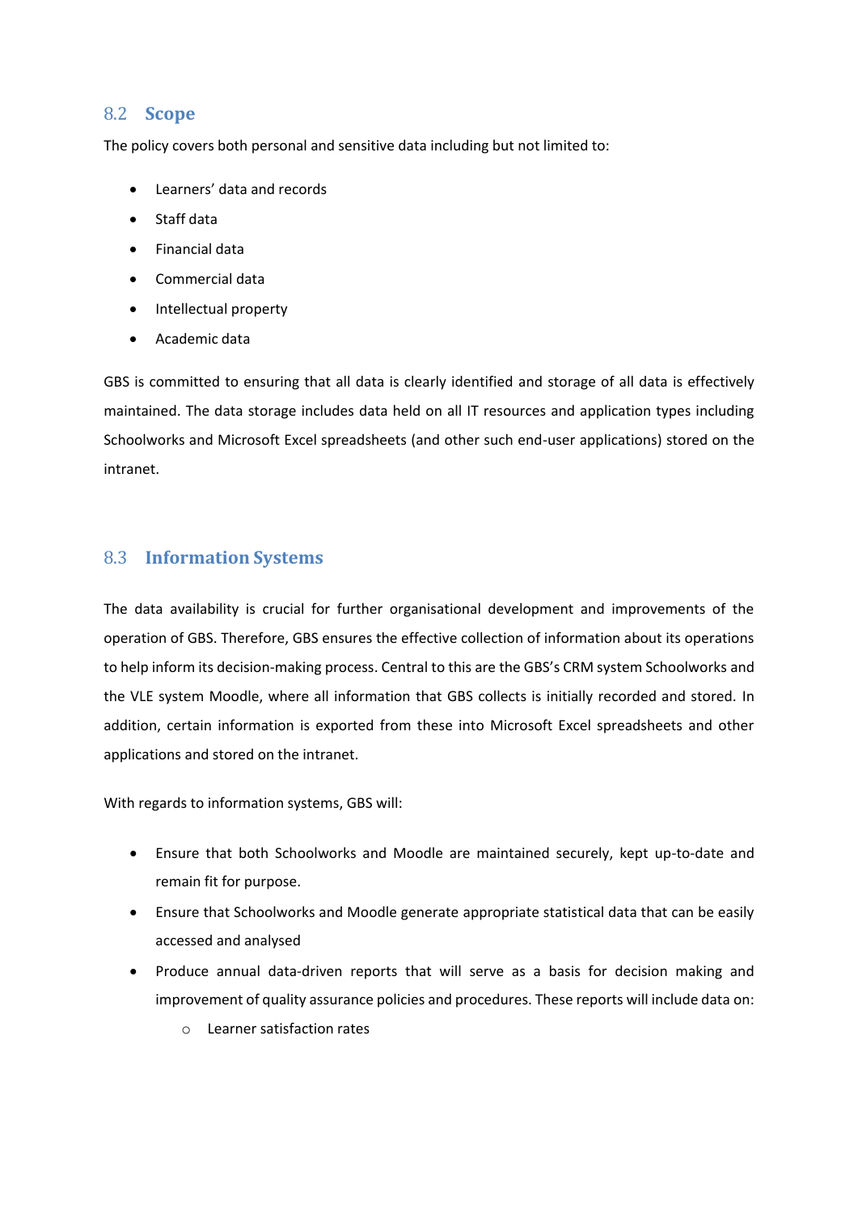## 8.2 Scope

The policy covers both personal and sensitive data including but not limited to:

- Learners' data and records
- Staff data
- Financial data
- Commercial data
- Intellectual property
- Academic data

GBS is committed to ensuring that all data is clearly identified and storage of all data is effectively maintained. The data storage includes data held on all IT resources and application types including Schoolworks and Microsoft Excel spreadsheets (and other such end-user applications) stored on the intranet.

## 8.3 Information Systems

The data availability is crucial for further organisational development and improvements of the operation of GBS. Therefore, GBS ensures the effective collection of information about its operations to help inform its decision-making process. Central to this are the GBS's CRM system Schoolworks and the VLE system Moodle, where all information that GBS collects is initially recorded and stored. In addition, certain information is exported from these into Microsoft Excel spreadsheets and other applications and stored on the intranet.

With regards to information systems, GBS will:

- Ensure that both Schoolworks and Moodle are maintained securely, kept up-to-date and remain fit for purpose.
- Ensure that Schoolworks and Moodle generate appropriate statistical data that can be easily accessed and analysed
- Produce annual data-driven reports that will serve as a basis for decision making and improvement of quality assurance policies and procedures. These reports will include data on:
    - Learner satisfaction rates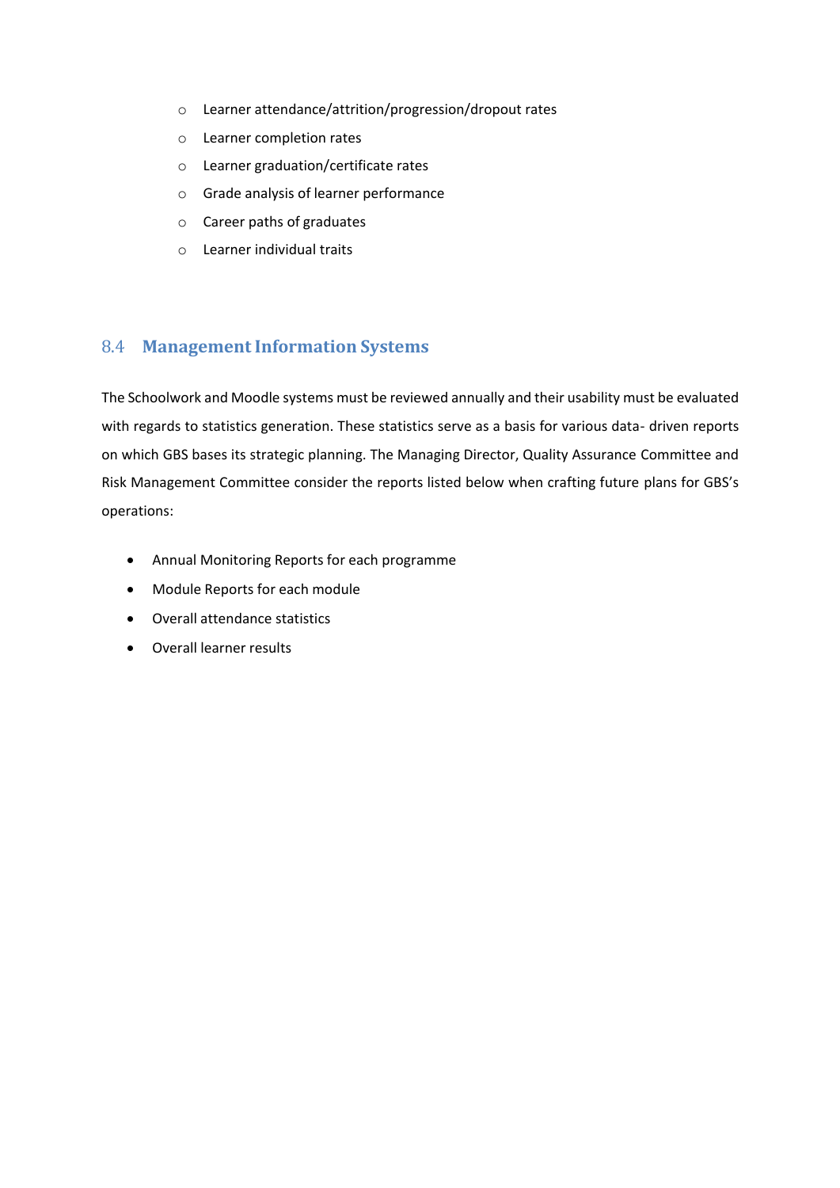- Learner attendance/attrition/progression/dropout rates
- Learner completion rates
- Learner graduation/certificate rates
- Grade analysis of learner performance
- Career paths of graduates
- Learner individual traits

## 8.4 Management Information Systems

The Schoolwork and Moodle systems must be reviewed annually and their usability must be evaluated with regards to statistics generation. These statistics serve as a basis for various data- driven reports on which GBS bases its strategic planning. The Managing Director, Quality Assurance Committee and Risk Management Committee consider the reports listed below when crafting future plans for GBS's operations:

- Annual Monitoring Reports for each programme
- Module Reports for each module
- Overall attendance statistics
- Overall learner results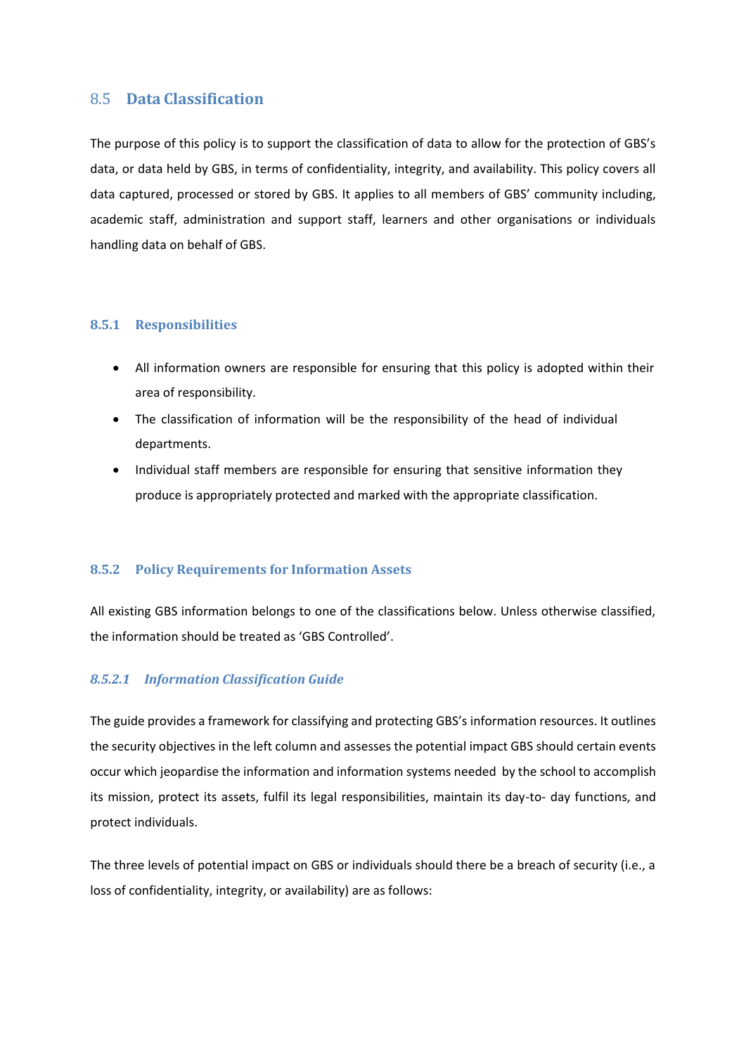## 8.5 Data Classification

The purpose of this policy is to support the classification of data to allow for the protection of GBS's data, or data held by GBS, in terms of confidentiality, integrity, and availability. This policy covers all data captured, processed or stored by GBS. It applies to all members of GBS' community including, academic staff, administration and support staff, learners and other organisations or individuals handling data on behalf of GBS.

### 8.5.1 Responsibilities

- All information owners are responsible for ensuring that this policy is adopted within their area of responsibility.
- The classification of information will be the responsibility of the head of individual departments.
- Individual staff members are responsible for ensuring that sensitive information they produce is appropriately protected and marked with the appropriate classification.

### 8.5.2 Policy Requirements for Information Assets

All existing GBS information belongs to one of the classifications below. Unless otherwise classified, the information should be treated as 'GBS Controlled'.

#### *8.5.2.1 Information Classification Guide*

The guide provides a framework for classifying and protecting GBS's information resources. It outlines the security objectives in the left column and assesses the potential impact GBS should certain events occur which jeopardise the information and information systems needed by the school to accomplish its mission, protect its assets, fulfil its legal responsibilities, maintain its day-to- day functions, and protect individuals.

The three levels of potential impact on GBS or individuals should there be a breach of security (i.e., a loss of confidentiality, integrity, or availability) are as follows: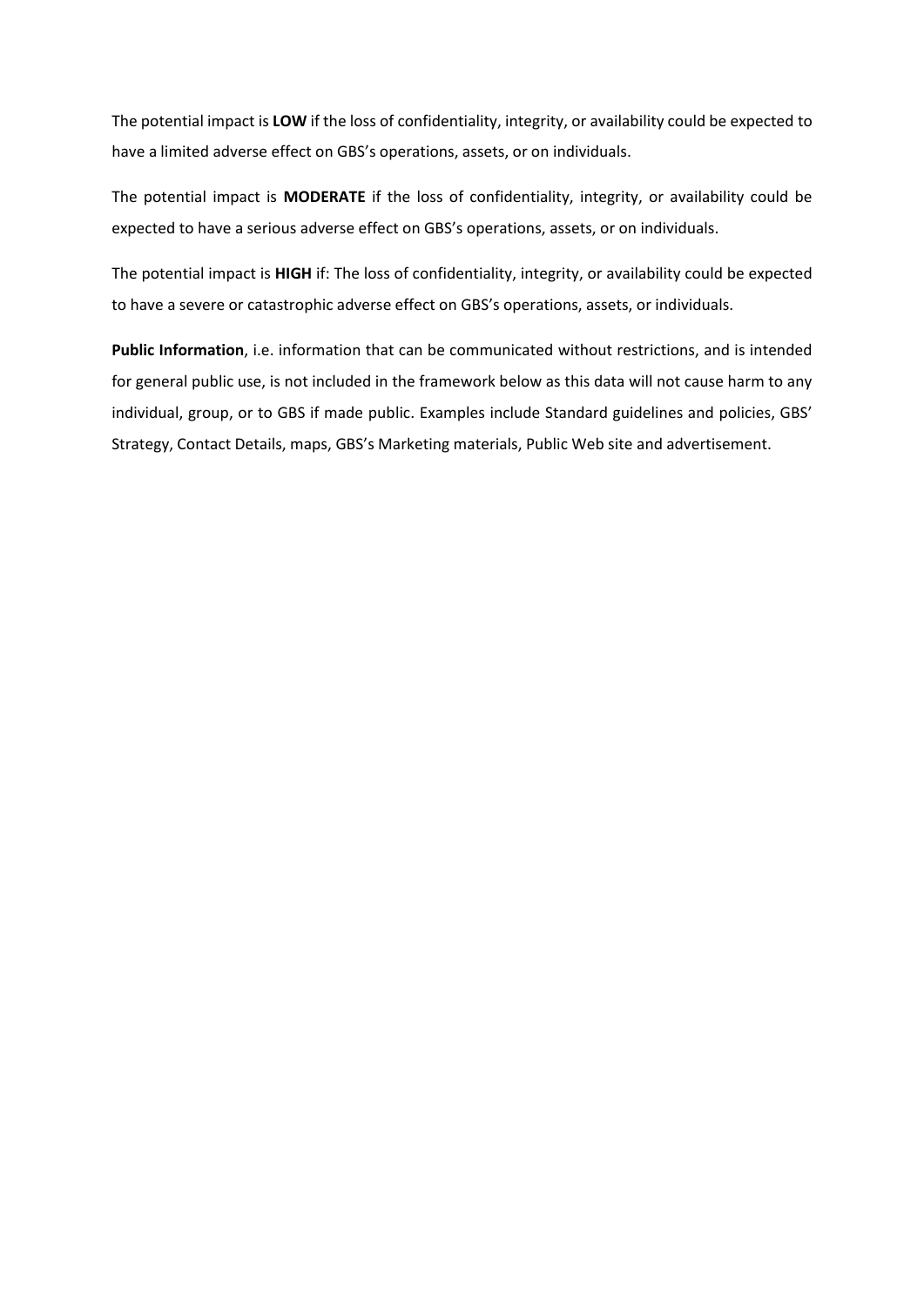The potential impact is **LOW** if the loss of confidentiality, integrity, or availability could be expected to have a limited adverse effect on GBS's operations, assets, or on individuals.

The potential impact is **MODERATE** if the loss of confidentiality, integrity, or availability could be expected to have a serious adverse effect on GBS's operations, assets, or on individuals.

The potential impact is **HIGH** if: The loss of confidentiality, integrity, or availability could be expected to have a severe or catastrophic adverse effect on GBS's operations, assets, or individuals.

**Public Information**, i.e. information that can be communicated without restrictions, and is intended for general public use, is not included in the framework below as this data will not cause harm to any individual, group, or to GBS if made public. Examples include Standard guidelines and policies, GBS' Strategy, Contact Details, maps, GBS's Marketing materials, Public Web site and advertisement.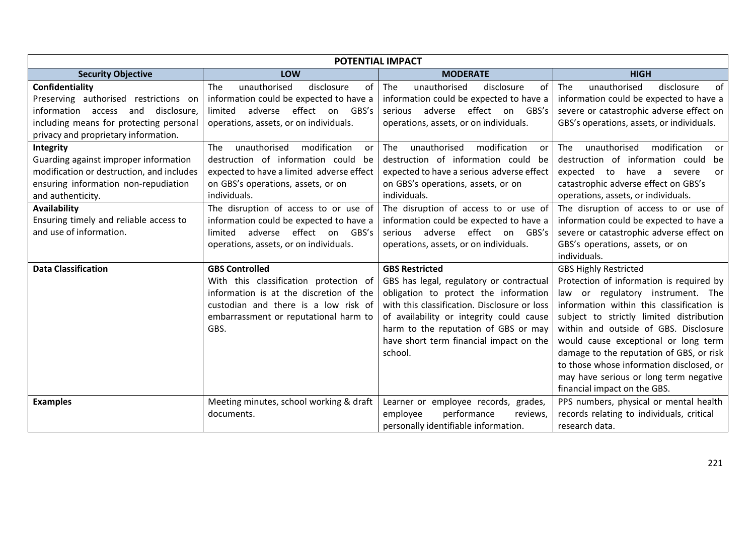| POTENTIAL IMPACT | | | |
|---|---|---|---|
| **Security Objective** | **LOW** | **MODERATE** | **HIGH** |
| **Confidentiality**<br>Preserving authorised restrictions on information access and disclosure, including means for protecting personal privacy and proprietary information. | The unauthorised disclosure of information could be expected to have a limited adverse effect on GBS's operations, assets, or on individuals. | The unauthorised disclosure of information could be expected to have a serious adverse effect on GBS's operations, assets, or on individuals. | The unauthorised disclosure of information could be expected to have a severe or catastrophic adverse effect on GBS's operations, assets, or individuals. |
| **Integrity**<br>Guarding against improper information modification or destruction, and includes ensuring information non-repudiation and authenticity. | The unauthorised modification or destruction of information could be expected to have a limited adverse effect on GBS's operations, assets, or on individuals. | The unauthorised modification or destruction of information could be expected to have a serious adverse effect on GBS's operations, assets, or on individuals. | The unauthorised modification or destruction of information could be expected to have a severe or catastrophic adverse effect on GBS's operations, assets, or individuals. |
| **Availability**<br>Ensuring timely and reliable access to and use of information. | The disruption of access to or use of information could be expected to have a limited adverse effect on GBS's operations, assets, or on individuals. | The disruption of access to or use of information could be expected to have a serious adverse effect on GBS's operations, assets, or on individuals. | The disruption of access to or use of information could be expected to have a severe or catastrophic adverse effect on GBS's operations, assets, or on individuals. |
| **Data Classification** | **GBS Controlled**<br>With this classification protection of information is at the discretion of the custodian and there is a low risk of embarrassment or reputational harm to GBS. | **GBS Restricted**<br>GBS has legal, regulatory or contractual obligation to protect the information with this classification. Disclosure or loss of availability or integrity could cause harm to the reputation of GBS or may have short term financial impact on the school. | GBS Highly Restricted<br>Protection of information is required by law or regulatory instrument. The information within this classification is subject to strictly limited distribution within and outside of GBS. Disclosure would cause exceptional or long term damage to the reputation of GBS, or risk to those whose information disclosed, or may have serious or long term negative financial impact on the GBS. |
| **Examples** | Meeting minutes, school working & draft documents. | Learner or employee records, grades, employee performance reviews, personally identifiable information. | PPS numbers, physical or mental health records relating to individuals, critical research data. |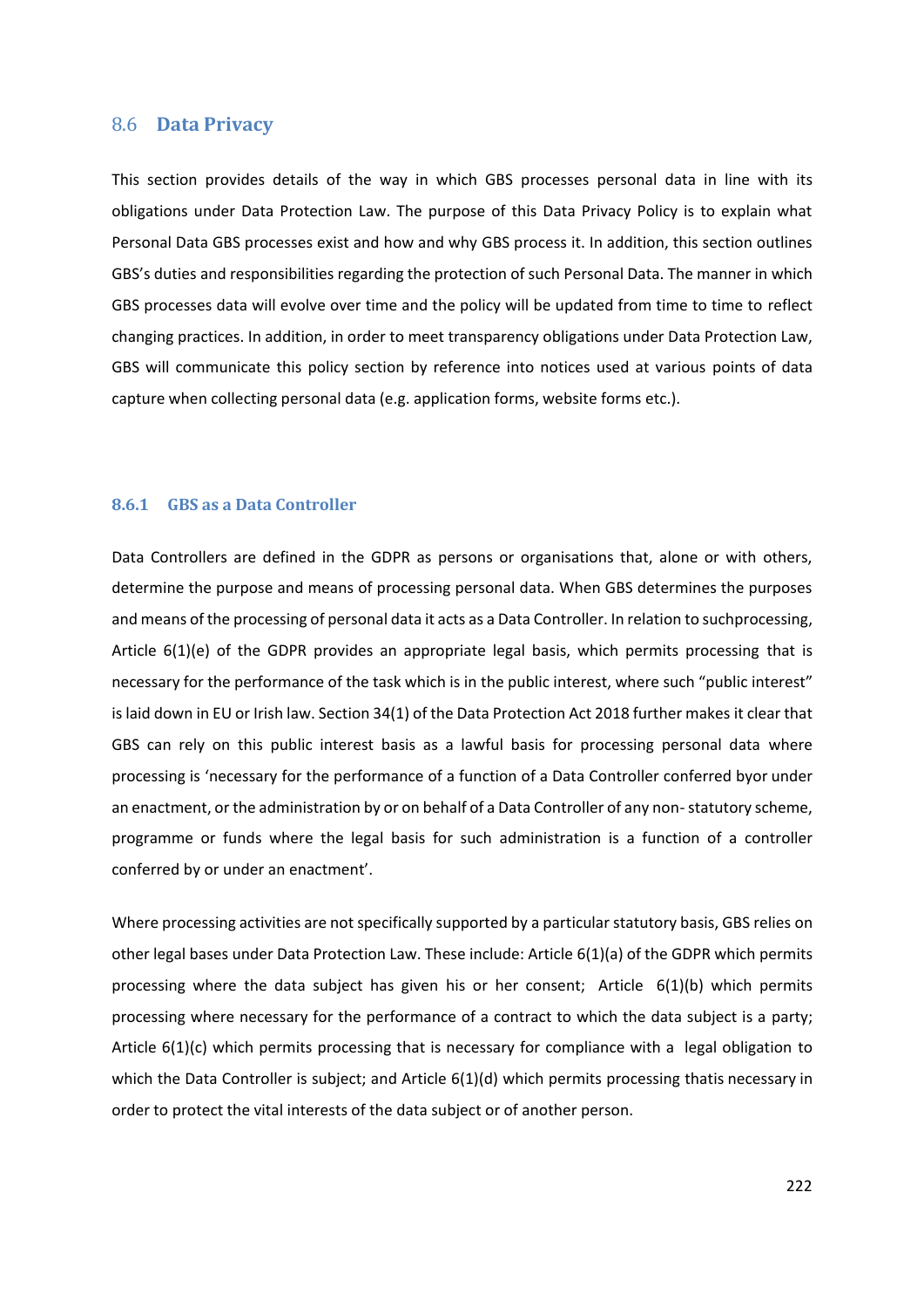## 8.6 Data Privacy

This section provides details of the way in which GBS processes personal data in line with its obligations under Data Protection Law. The purpose of this Data Privacy Policy is to explain what Personal Data GBS processes exist and how and why GBS process it. In addition, this section outlines GBS's duties and responsibilities regarding the protection of such Personal Data. The manner in which GBS processes data will evolve over time and the policy will be updated from time to time to reflect changing practices. In addition, in order to meet transparency obligations under Data Protection Law, GBS will communicate this policy section by reference into notices used at various points of data capture when collecting personal data (e.g. application forms, website forms etc.).

### 8.6.1 GBS as a Data Controller

Data Controllers are defined in the GDPR as persons or organisations that, alone or with others, determine the purpose and means of processing personal data. When GBS determines the purposes and means of the processing of personal data it acts as a Data Controller. In relation to suchprocessing, Article 6(1)(e) of the GDPR provides an appropriate legal basis, which permits processing that is necessary for the performance of the task which is in the public interest, where such "public interest" is laid down in EU or Irish law. Section 34(1) of the Data Protection Act 2018 further makes it clear that GBS can rely on this public interest basis as a lawful basis for processing personal data where processing is 'necessary for the performance of a function of a Data Controller conferred byor under an enactment, or the administration by or on behalf of a Data Controller of any non- statutory scheme, programme or funds where the legal basis for such administration is a function of a controller conferred by or under an enactment'.

Where processing activities are not specifically supported by a particular statutory basis, GBS relies on other legal bases under Data Protection Law. These include: Article 6(1)(a) of the GDPR which permits processing where the data subject has given his or her consent; Article 6(1)(b) which permits processing where necessary for the performance of a contract to which the data subject is a party; Article 6(1)(c) which permits processing that is necessary for compliance with a legal obligation to which the Data Controller is subject; and Article 6(1)(d) which permits processing thatis necessary in order to protect the vital interests of the data subject or of another person.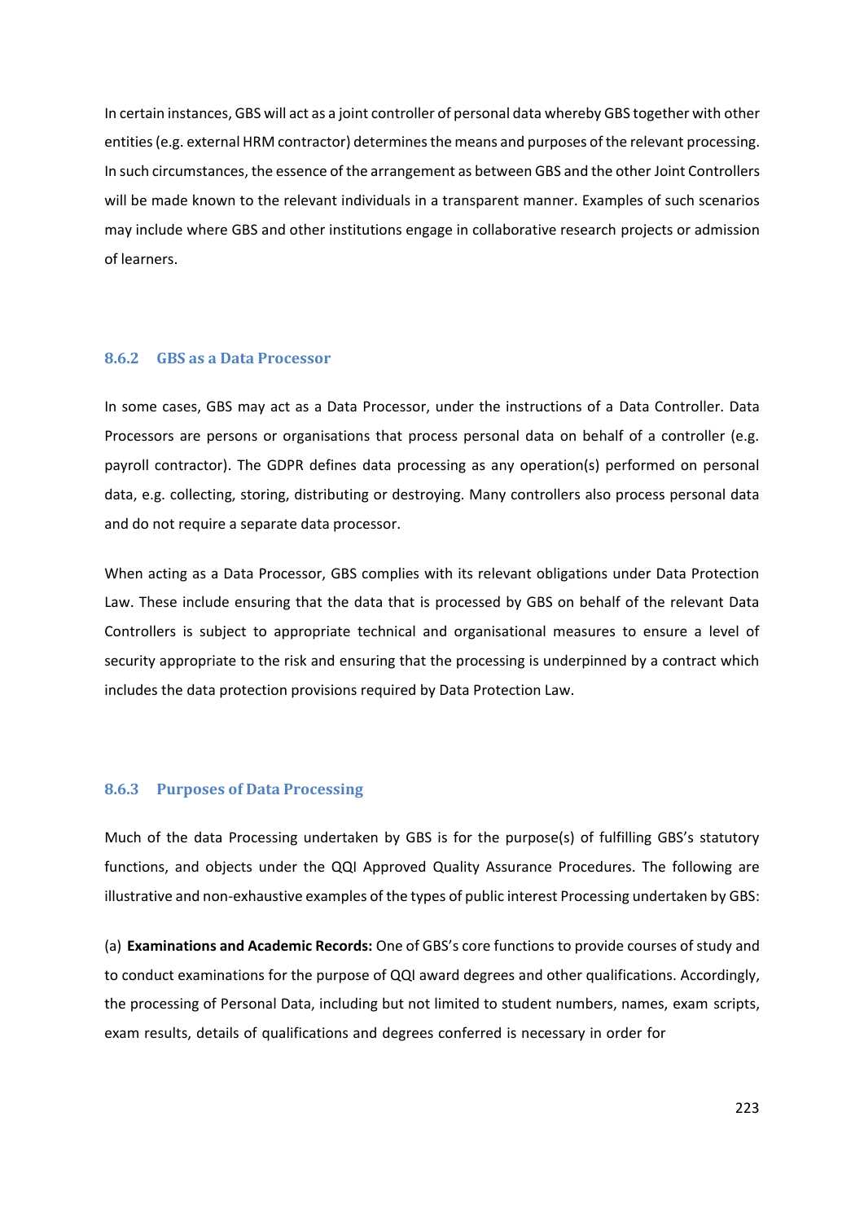In certain instances, GBS will act as a joint controller of personal data whereby GBS together with other entities (e.g. external HRM contractor) determines the means and purposes of the relevant processing. In such circumstances, the essence of the arrangement as between GBS and the other Joint Controllers will be made known to the relevant individuals in a transparent manner. Examples of such scenarios may include where GBS and other institutions engage in collaborative research projects or admission of learners.

### 8.6.2 GBS as a Data Processor

In some cases, GBS may act as a Data Processor, under the instructions of a Data Controller. Data Processors are persons or organisations that process personal data on behalf of a controller (e.g. payroll contractor). The GDPR defines data processing as any operation(s) performed on personal data, e.g. collecting, storing, distributing or destroying. Many controllers also process personal data and do not require a separate data processor.

When acting as a Data Processor, GBS complies with its relevant obligations under Data Protection Law. These include ensuring that the data that is processed by GBS on behalf of the relevant Data Controllers is subject to appropriate technical and organisational measures to ensure a level of security appropriate to the risk and ensuring that the processing is underpinned by a contract which includes the data protection provisions required by Data Protection Law.

### 8.6.3 Purposes of Data Processing

Much of the data Processing undertaken by GBS is for the purpose(s) of fulfilling GBS's statutory functions, and objects under the QQI Approved Quality Assurance Procedures. The following are illustrative and non-exhaustive examples of the types of public interest Processing undertaken by GBS:

(a) **Examinations and Academic Records:** One of GBS's core functions to provide courses of study and to conduct examinations for the purpose of QQI award degrees and other qualifications. Accordingly, the processing of Personal Data, including but not limited to student numbers, names, exam scripts, exam results, details of qualifications and degrees conferred is necessary in order for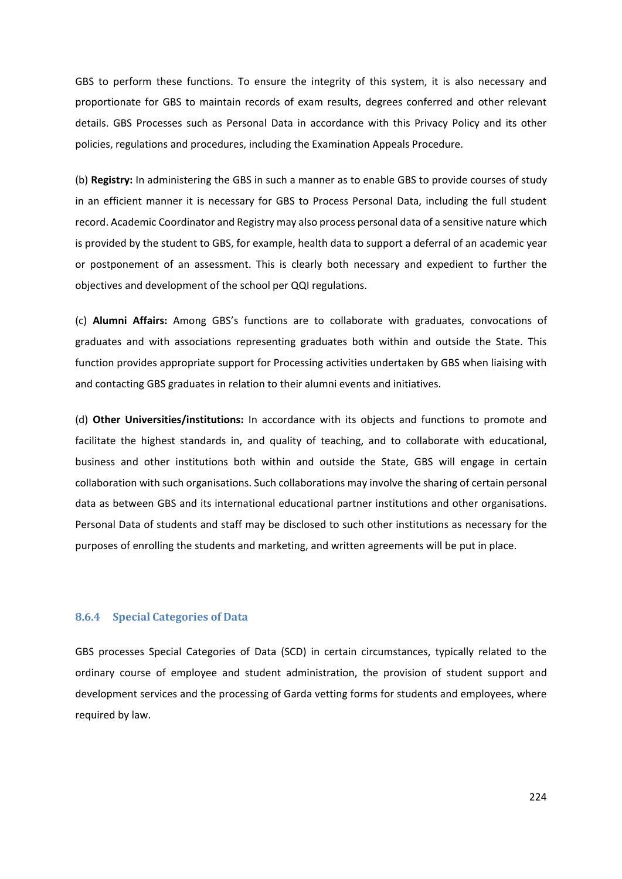GBS to perform these functions. To ensure the integrity of this system, it is also necessary and proportionate for GBS to maintain records of exam results, degrees conferred and other relevant details. GBS Processes such as Personal Data in accordance with this Privacy Policy and its other policies, regulations and procedures, including the Examination Appeals Procedure.

(b) **Registry:** In administering the GBS in such a manner as to enable GBS to provide courses of study in an efficient manner it is necessary for GBS to Process Personal Data, including the full student record. Academic Coordinator and Registry may also process personal data of a sensitive nature which is provided by the student to GBS, for example, health data to support a deferral of an academic year or postponement of an assessment. This is clearly both necessary and expedient to further the objectives and development of the school per QQI regulations.

(c) **Alumni Affairs:** Among GBS's functions are to collaborate with graduates, convocations of graduates and with associations representing graduates both within and outside the State. This function provides appropriate support for Processing activities undertaken by GBS when liaising with and contacting GBS graduates in relation to their alumni events and initiatives.

(d) **Other Universities/institutions:** In accordance with its objects and functions to promote and facilitate the highest standards in, and quality of teaching, and to collaborate with educational, business and other institutions both within and outside the State, GBS will engage in certain collaboration with such organisations. Such collaborations may involve the sharing of certain personal data as between GBS and its international educational partner institutions and other organisations. Personal Data of students and staff may be disclosed to such other institutions as necessary for the purposes of enrolling the students and marketing, and written agreements will be put in place.

### 8.6.4 Special Categories of Data

GBS processes Special Categories of Data (SCD) in certain circumstances, typically related to the ordinary course of employee and student administration, the provision of student support and development services and the processing of Garda vetting forms for students and employees, where required by law.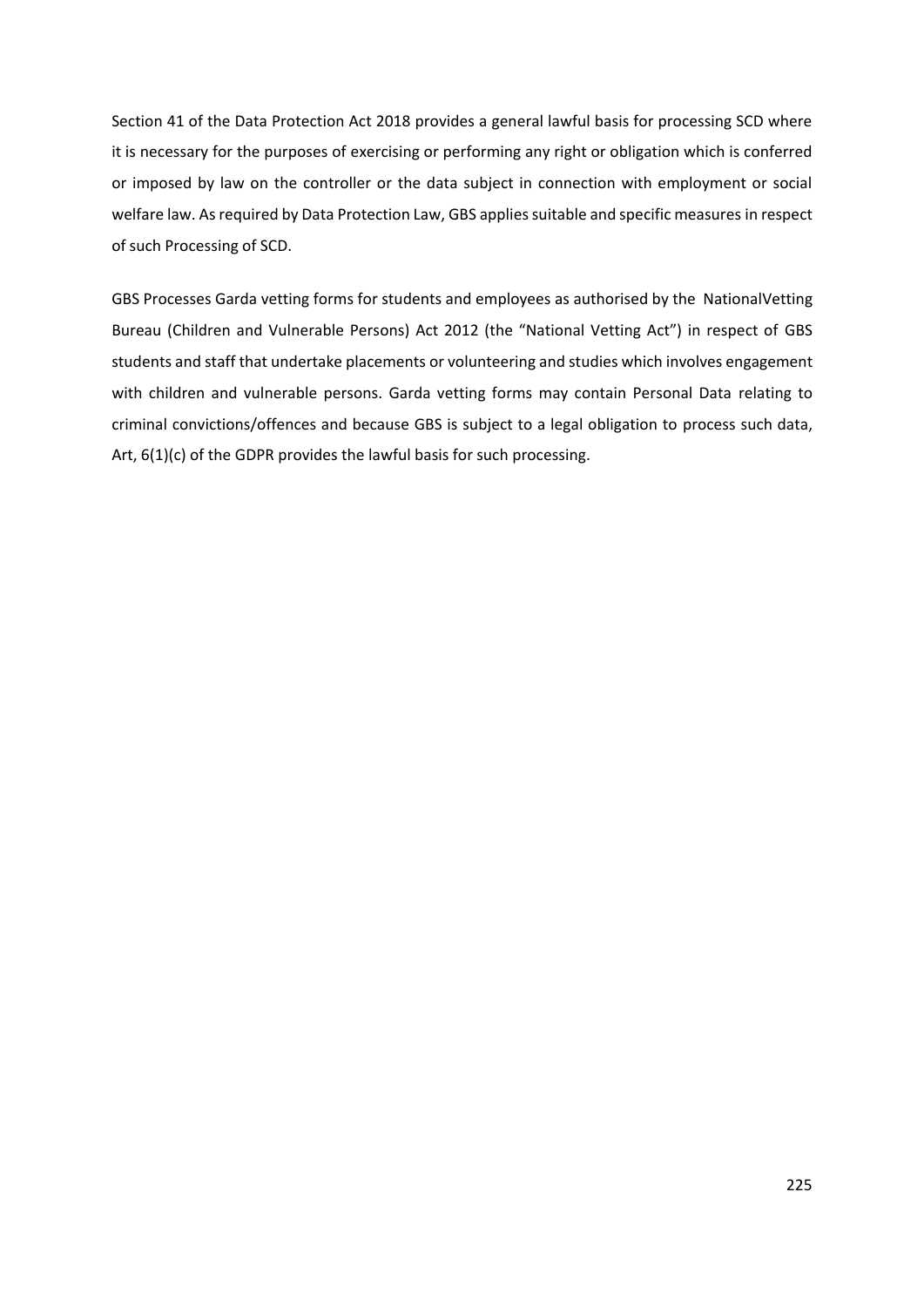Section 41 of the Data Protection Act 2018 provides a general lawful basis for processing SCD where it is necessary for the purposes of exercising or performing any right or obligation which is conferred or imposed by law on the controller or the data subject in connection with employment or social welfare law. As required by Data Protection Law, GBS applies suitable and specific measures in respect of such Processing of SCD.

GBS Processes Garda vetting forms for students and employees as authorised by the NationalVetting Bureau (Children and Vulnerable Persons) Act 2012 (the "National Vetting Act") in respect of GBS students and staff that undertake placements or volunteering and studies which involves engagement with children and vulnerable persons. Garda vetting forms may contain Personal Data relating to criminal convictions/offences and because GBS is subject to a legal obligation to process such data, Art, 6(1)(c) of the GDPR provides the lawful basis for such processing.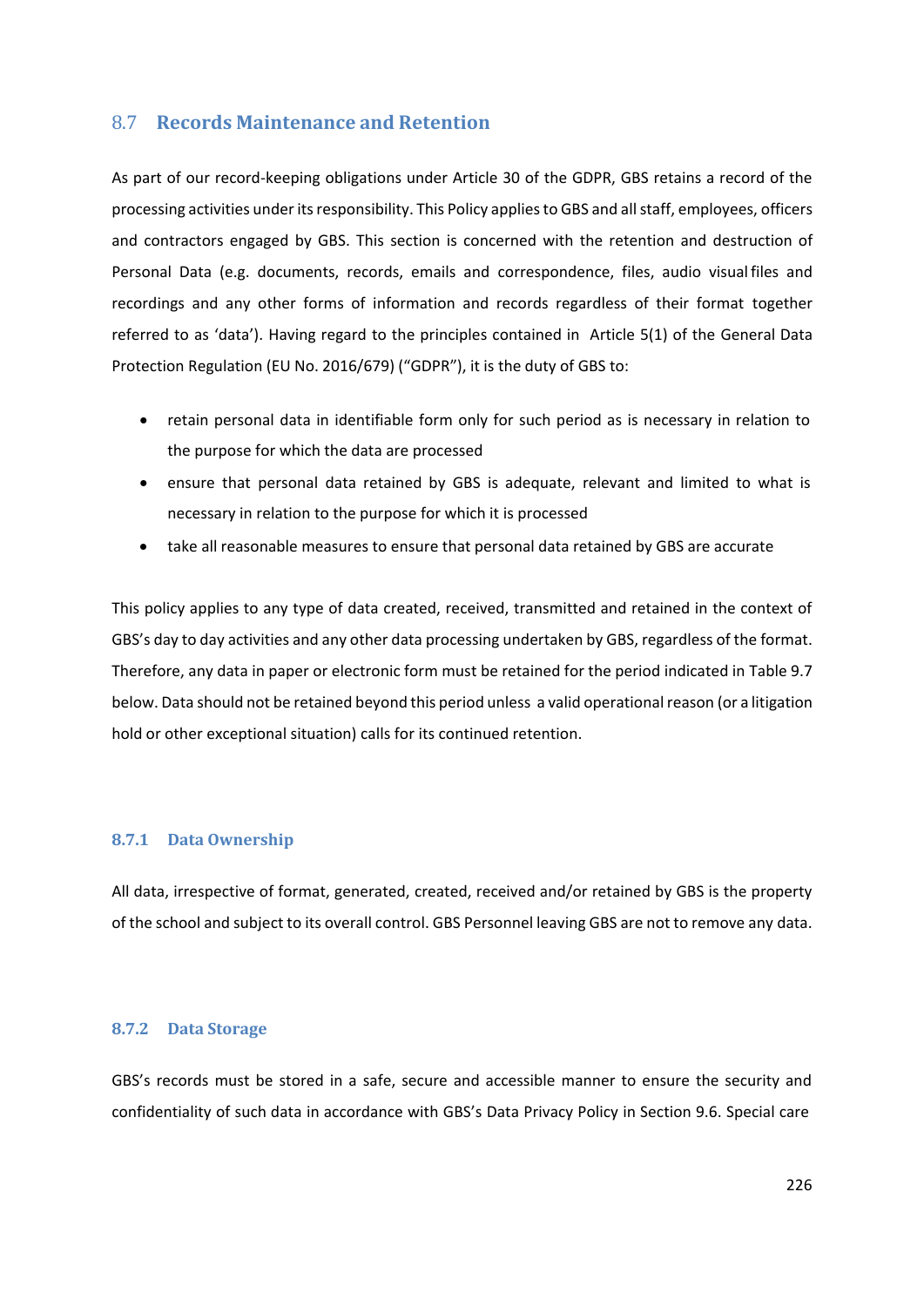## 8.7 Records Maintenance and Retention

As part of our record-keeping obligations under Article 30 of the GDPR, GBS retains a record of the processing activities under its responsibility. This Policy applies to GBS and all staff, employees, officers and contractors engaged by GBS. This section is concerned with the retention and destruction of Personal Data (e.g. documents, records, emails and correspondence, files, audio visual files and recordings and any other forms of information and records regardless of their format together referred to as 'data'). Having regard to the principles contained in Article 5(1) of the General Data Protection Regulation (EU No. 2016/679) ("GDPR"), it is the duty of GBS to:

- retain personal data in identifiable form only for such period as is necessary in relation to the purpose for which the data are processed
- ensure that personal data retained by GBS is adequate, relevant and limited to what is necessary in relation to the purpose for which it is processed
- take all reasonable measures to ensure that personal data retained by GBS are accurate

This policy applies to any type of data created, received, transmitted and retained in the context of GBS's day to day activities and any other data processing undertaken by GBS, regardless of the format. Therefore, any data in paper or electronic form must be retained for the period indicated in Table 9.7 below. Data should not be retained beyond this period unless a valid operational reason (or a litigation hold or other exceptional situation) calls for its continued retention.

### 8.7.1 Data Ownership

All data, irrespective of format, generated, created, received and/or retained by GBS is the property of the school and subject to its overall control. GBS Personnel leaving GBS are not to remove any data.

### 8.7.2 Data Storage

GBS's records must be stored in a safe, secure and accessible manner to ensure the security and confidentiality of such data in accordance with GBS's Data Privacy Policy in Section 9.6. Special care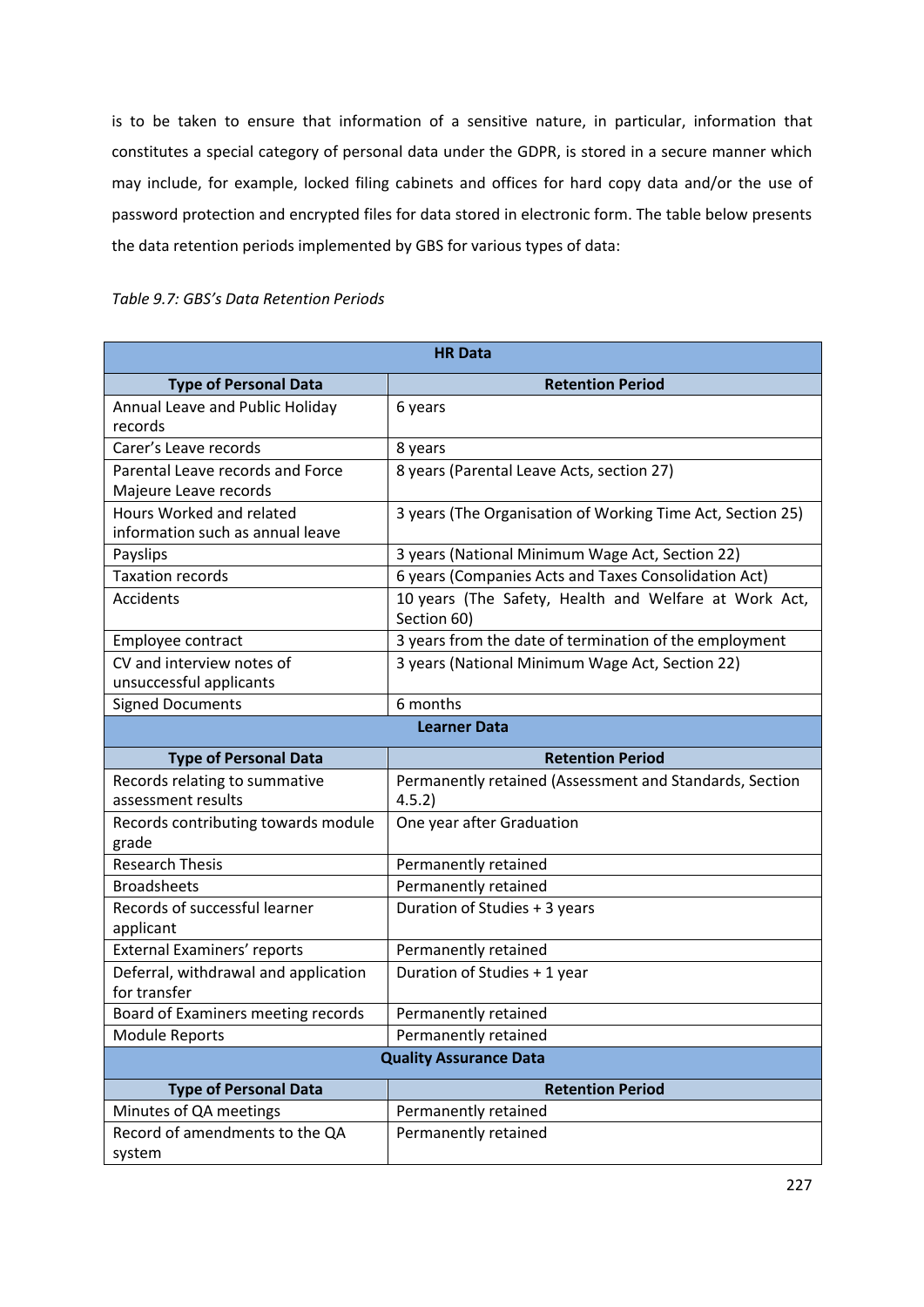is to be taken to ensure that information of a sensitive nature, in particular, information that constitutes a special category of personal data under the GDPR, is stored in a secure manner which may include, for example, locked filing cabinets and offices for hard copy data and/or the use of password protection and encrypted files for data stored in electronic form. The table below presents the data retention periods implemented by GBS for various types of data:

*Table 9.7: GBS's Data Retention Periods*

| **HR Data** | |
|---|---|
| **Type of Personal Data** | **Retention Period** |
| Annual Leave and Public Holiday records | 6 years |
| Carer's Leave records | 8 years |
| Parental Leave records and Force Majeure Leave records | 8 years (Parental Leave Acts, section 27) |
| Hours Worked and related information such as annual leave | 3 years (The Organisation of Working Time Act, Section 25) |
| Payslips | 3 years (National Minimum Wage Act, Section 22) |
| Taxation records | 6 years (Companies Acts and Taxes Consolidation Act) |
| Accidents | 10 years (The Safety, Health and Welfare at Work Act, Section 60) |
| Employee contract | 3 years from the date of termination of the employment |
| CV and interview notes of unsuccessful applicants | 3 years (National Minimum Wage Act, Section 22) |
| Signed Documents | 6 months |
| **Learner Data** | |
| **Type of Personal Data** | **Retention Period** |
| Records relating to summative assessment results | Permanently retained (Assessment and Standards, Section 4.5.2) |
| Records contributing towards module grade | One year after Graduation |
| Research Thesis | Permanently retained |
| Broadsheets | Permanently retained |
| Records of successful learner applicant | Duration of Studies + 3 years |
| External Examiners' reports | Permanently retained |
| Deferral, withdrawal and application for transfer | Duration of Studies + 1 year |
| Board of Examiners meeting records | Permanently retained |
| Module Reports | Permanently retained |
| **Quality Assurance Data** | |
| **Type of Personal Data** | **Retention Period** |
| Minutes of QA meetings | Permanently retained |
| Record of amendments to the QA system | Permanently retained |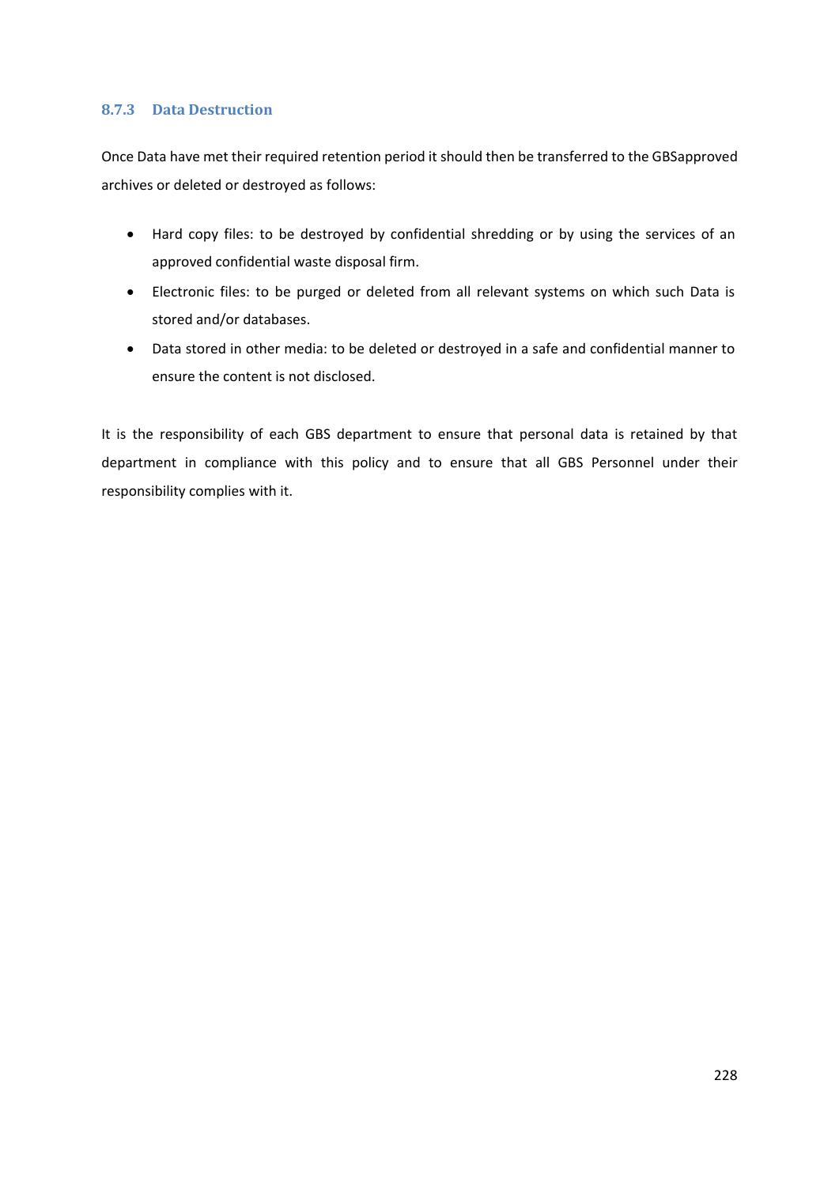### 8.7.3 Data Destruction

Once Data have met their required retention period it should then be transferred to the GBSapproved archives or deleted or destroyed as follows:

- Hard copy files: to be destroyed by confidential shredding or by using the services of an approved confidential waste disposal firm.
- Electronic files: to be purged or deleted from all relevant systems on which such Data is stored and/or databases.
- Data stored in other media: to be deleted or destroyed in a safe and confidential manner to ensure the content is not disclosed.

It is the responsibility of each GBS department to ensure that personal data is retained by that department in compliance with this policy and to ensure that all GBS Personnel under their responsibility complies with it.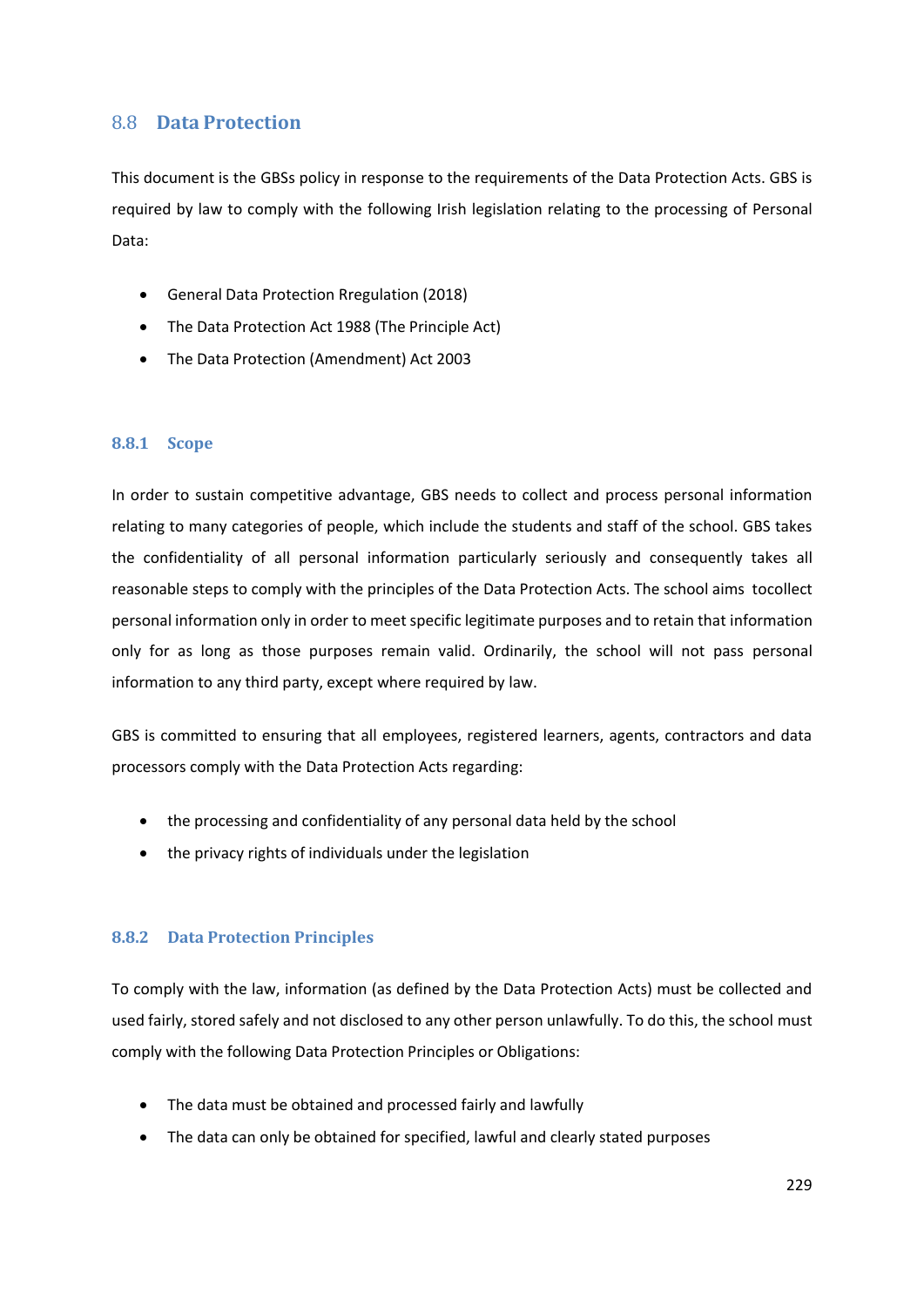## 8.8 Data Protection

This document is the GBSs policy in response to the requirements of the Data Protection Acts. GBS is required by law to comply with the following Irish legislation relating to the processing of Personal Data:

- General Data Protection Rregulation (2018)
- The Data Protection Act 1988 (The Principle Act)
- The Data Protection (Amendment) Act 2003

### 8.8.1 Scope

In order to sustain competitive advantage, GBS needs to collect and process personal information relating to many categories of people, which include the students and staff of the school. GBS takes the confidentiality of all personal information particularly seriously and consequently takes all reasonable steps to comply with the principles of the Data Protection Acts. The school aims tocollect personal information only in order to meet specific legitimate purposes and to retain that information only for as long as those purposes remain valid. Ordinarily, the school will not pass personal information to any third party, except where required by law.

GBS is committed to ensuring that all employees, registered learners, agents, contractors and data processors comply with the Data Protection Acts regarding:

- the processing and confidentiality of any personal data held by the school
- the privacy rights of individuals under the legislation

### 8.8.2 Data Protection Principles

To comply with the law, information (as defined by the Data Protection Acts) must be collected and used fairly, stored safely and not disclosed to any other person unlawfully. To do this, the school must comply with the following Data Protection Principles or Obligations:

- The data must be obtained and processed fairly and lawfully
- The data can only be obtained for specified, lawful and clearly stated purposes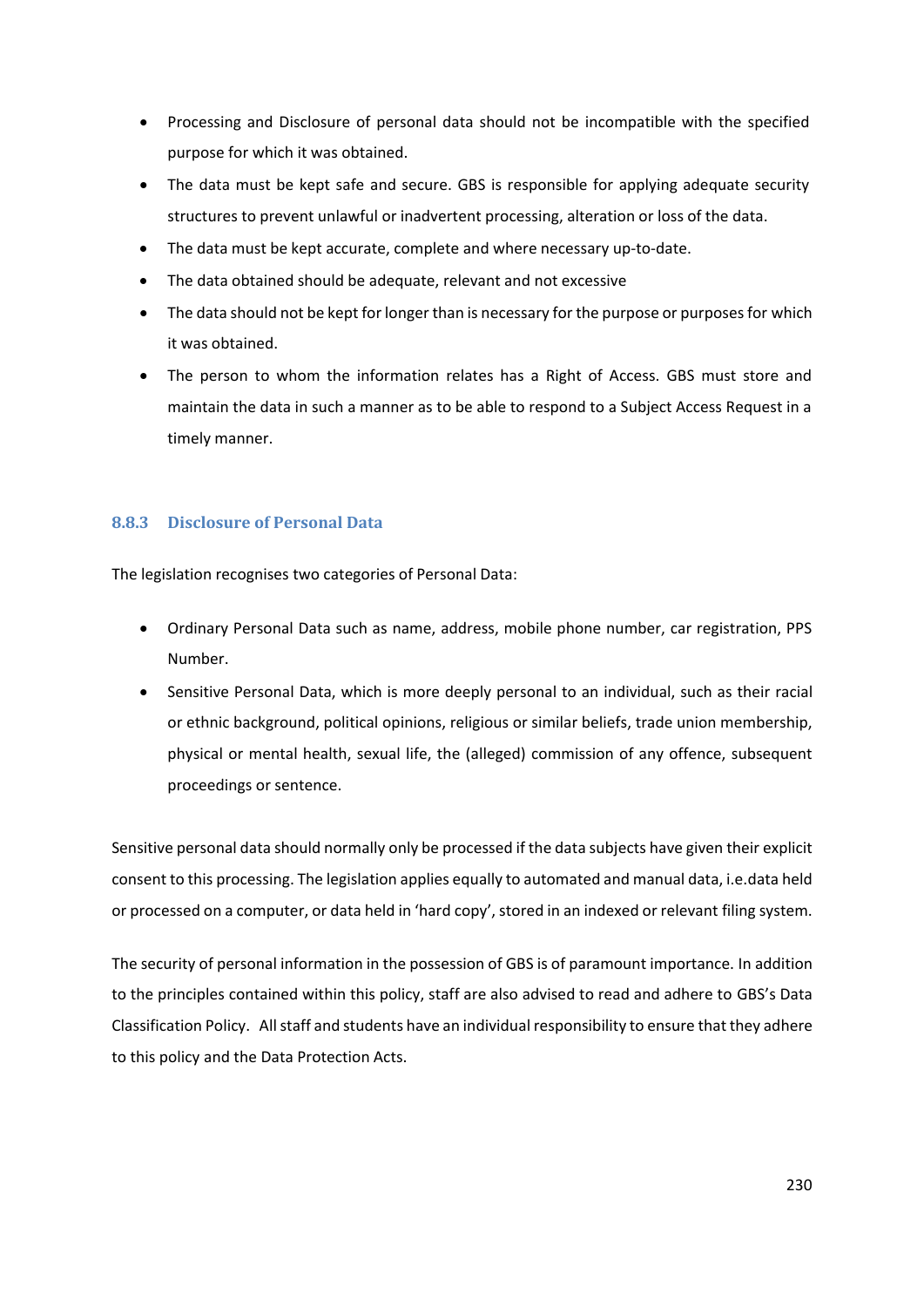- Processing and Disclosure of personal data should not be incompatible with the specified purpose for which it was obtained.
- The data must be kept safe and secure. GBS is responsible for applying adequate security structures to prevent unlawful or inadvertent processing, alteration or loss of the data.
- The data must be kept accurate, complete and where necessary up-to-date.
- The data obtained should be adequate, relevant and not excessive
- The data should not be kept for longer than is necessary for the purpose or purposes for which it was obtained.
- The person to whom the information relates has a Right of Access. GBS must store and maintain the data in such a manner as to be able to respond to a Subject Access Request in a timely manner.

### 8.8.3 Disclosure of Personal Data

The legislation recognises two categories of Personal Data:

- Ordinary Personal Data such as name, address, mobile phone number, car registration, PPS Number.
- Sensitive Personal Data, which is more deeply personal to an individual, such as their racial or ethnic background, political opinions, religious or similar beliefs, trade union membership, physical or mental health, sexual life, the (alleged) commission of any offence, subsequent proceedings or sentence.

Sensitive personal data should normally only be processed if the data subjects have given their explicit consent to this processing. The legislation applies equally to automated and manual data, i.e.data held or processed on a computer, or data held in 'hard copy', stored in an indexed or relevant filing system.

The security of personal information in the possession of GBS is of paramount importance. In addition to the principles contained within this policy, staff are also advised to read and adhere to GBS's Data Classification Policy. All staff and students have an individual responsibility to ensure that they adhere to this policy and the Data Protection Acts.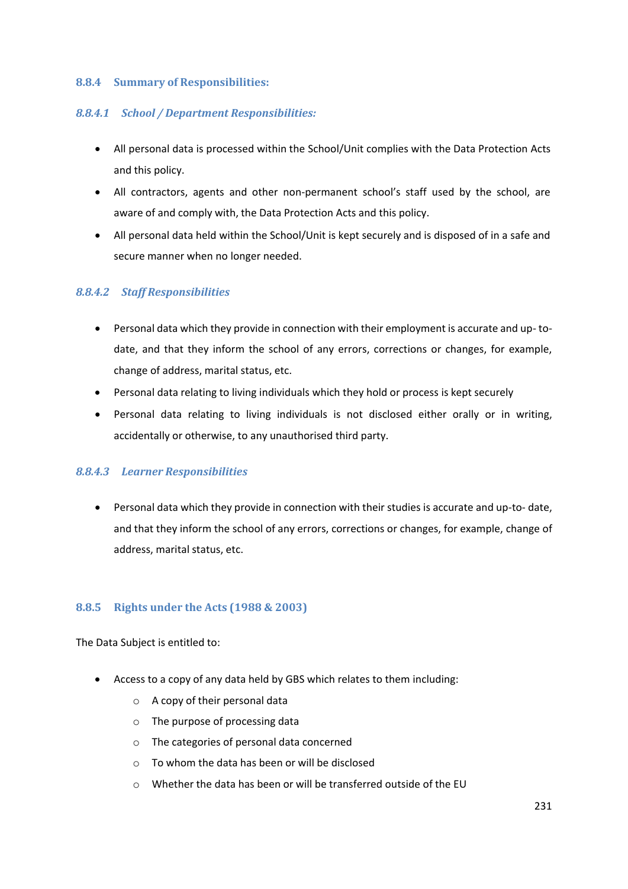#### 8.8.4 Summary of Responsibilities:

##### *8.8.4.1 School / Department Responsibilities:*

- All personal data is processed within the School/Unit complies with the Data Protection Acts and this policy.
- All contractors, agents and other non-permanent school's staff used by the school, are aware of and comply with, the Data Protection Acts and this policy.
- All personal data held within the School/Unit is kept securely and is disposed of in a safe and secure manner when no longer needed.

##### *8.8.4.2 Staff Responsibilities*

- Personal data which they provide in connection with their employment is accurate and up- to-date, and that they inform the school of any errors, corrections or changes, for example, change of address, marital status, etc.
- Personal data relating to living individuals which they hold or process is kept securely
- Personal data relating to living individuals is not disclosed either orally or in writing, accidentally or otherwise, to any unauthorised third party.

##### *8.8.4.3 Learner Responsibilities*

- Personal data which they provide in connection with their studies is accurate and up-to- date, and that they inform the school of any errors, corrections or changes, for example, change of address, marital status, etc.

#### 8.8.5 Rights under the Acts (1988 & 2003)

The Data Subject is entitled to:

- Access to a copy of any data held by GBS which relates to them including:
  - A copy of their personal data
  - The purpose of processing data
  - The categories of personal data concerned
  - To whom the data has been or will be disclosed
  - Whether the data has been or will be transferred outside of the EU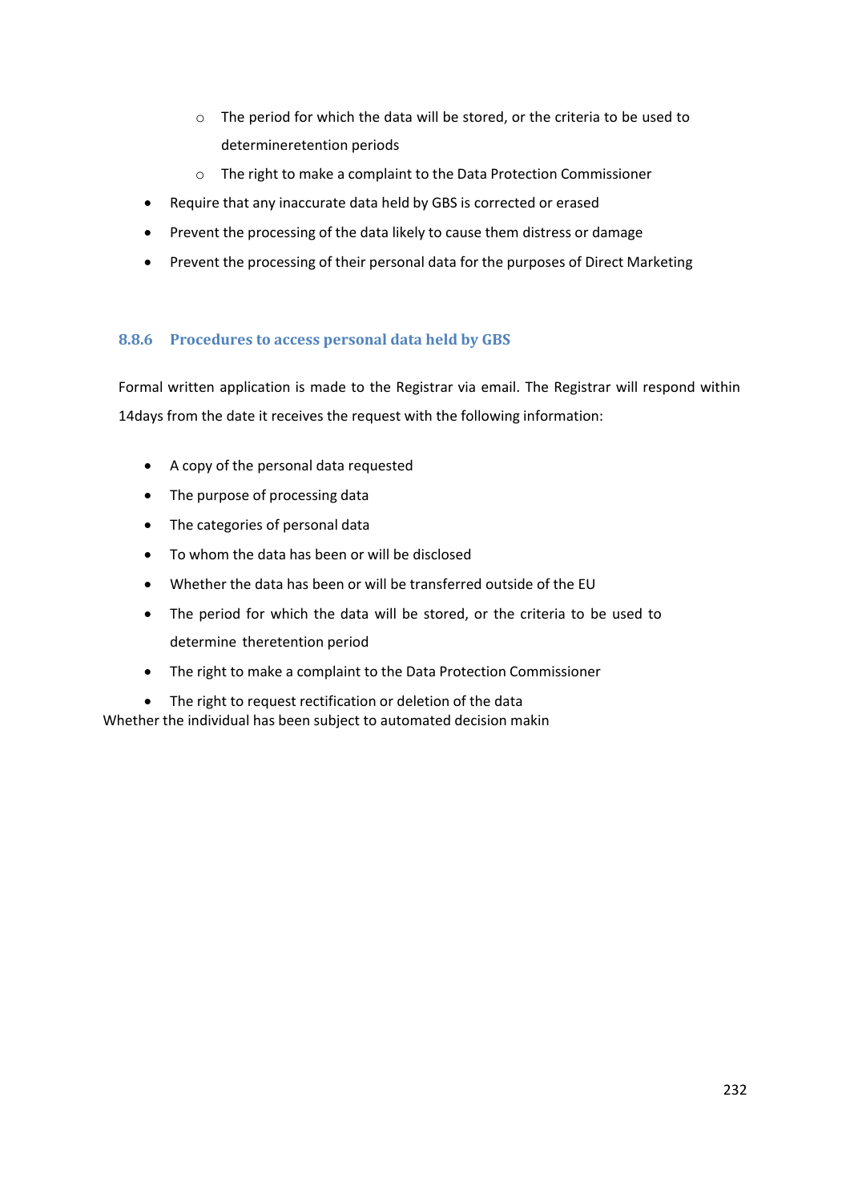- The period for which the data will be stored, or the criteria to be used to determineretention periods
    - The right to make a complaint to the Data Protection Commissioner
- Require that any inaccurate data held by GBS is corrected or erased
- Prevent the processing of the data likely to cause them distress or damage
- Prevent the processing of their personal data for the purposes of Direct Marketing

### 8.8.6 Procedures to access personal data held by GBS

Formal written application is made to the Registrar via email. The Registrar will respond within 14days from the date it receives the request with the following information:

- A copy of the personal data requested
- The purpose of processing data
- The categories of personal data
- To whom the data has been or will be disclosed
- Whether the data has been or will be transferred outside of the EU
- The period for which the data will be stored, or the criteria to be used to determine theretention period
- The right to make a complaint to the Data Protection Commissioner
- The right to request rectification or deletion of the data

Whether the individual has been subject to automated decision makin